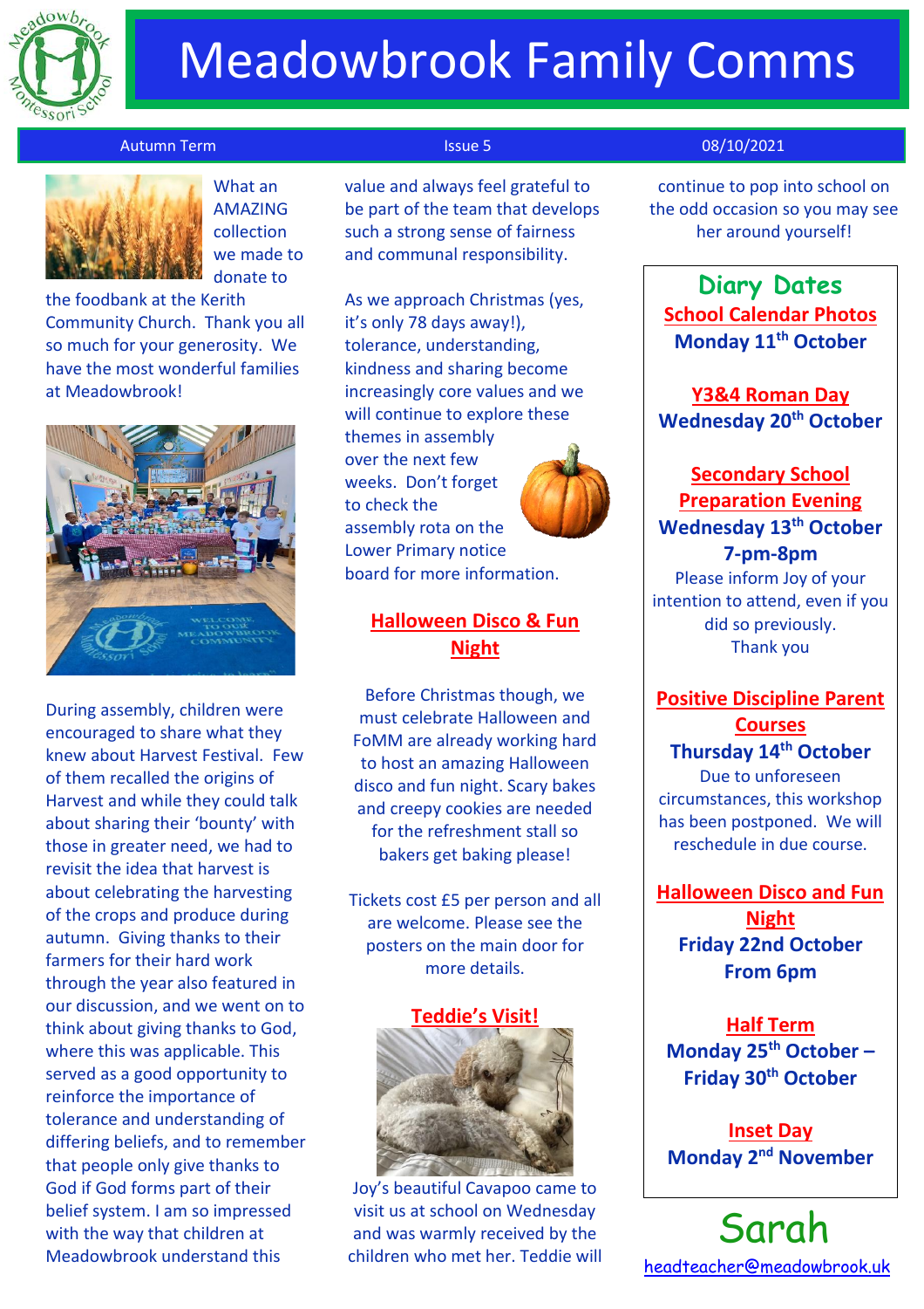# Meadowbrook Family Comms

Autum Term | Issue 5 | 08/10/2021

What an AMAZING collection we made to donate to the foodbank at the Kerith Community Church. Thank you all so much for your generosity. We have the most wonderful families at Meadowbrook!

During assembly, children were encouraged to share what they knew about Harvest Festival. Few of them recalled the origins of Harvest and while they could talk about sharing their 'bounty' with those in greater need, we had to revisit the idea that harvest is about celebrating the harvesting of the crops and produce during autumn. Giving thanks to their farmers for their hard work through the year also featured in our discussion, and we went on to think about giving thanks to God, where this was applicable. This served as a good opportunity to reinforce the importance of tolerance and understanding of differing beliefs, and to remember that people only give thanks to God if God forms part of their belief system. I am so impressed with the way that children at Meadowbrook understand this value and always feel grateful to be part of the team that develops such a strong sense of fairness and communal responsibility.

As we approach Christmas (yes, it's only 78 days away!), tolerance, understanding, kindness and sharing become increasingly core values and we will continue to explore these themes in assembly over the next few weeks. Don't forget to check the assembly rota on the Lower Primary notice board for more information.

## Halloween Disco & Fun Night

Before Christmas though, we must celebrate Halloween and FoMM are already working hard to host an amazing Halloween disco and fun night. Scary bakes and creepy cookies are needed for the refreshment stall so bakers get baking please!

Tickets cost £5 per person and all are welcome. Please see the posters on the main door for more details.

## Teddie's Visit!

Joy's beautiful Cavapoo came to visit us at school on Wednesday and was warmly received by the children who met her. Teddie will continue to pop into school on the odd occasion so you may see her around yourself!

## Diary Dates

**School Calendar Photos**
**Monday 11th October**

**Y3&4 Roman Day**
**Wednesday 20th October**

**Secondary School Preparation Evening**
**Wednesday 13th October**
**7-pm-8pm**
Please inform Joy of your intention to attend, even if you did so previously.
Thank you

**Positive Discipline Parent Courses**
**Thursday 14th October**
Due to unforeseen circumstances, this workshop has been postponed. We will reschedule in due course.

**Halloween Disco and Fun Night**
**Friday 22nd October**
**From 6pm**

**Half Term**
**Monday 25th October – Friday 30th October**

**Inset Day**
**Monday 2nd November**

Sarah
headteacher@meadowbrook.uk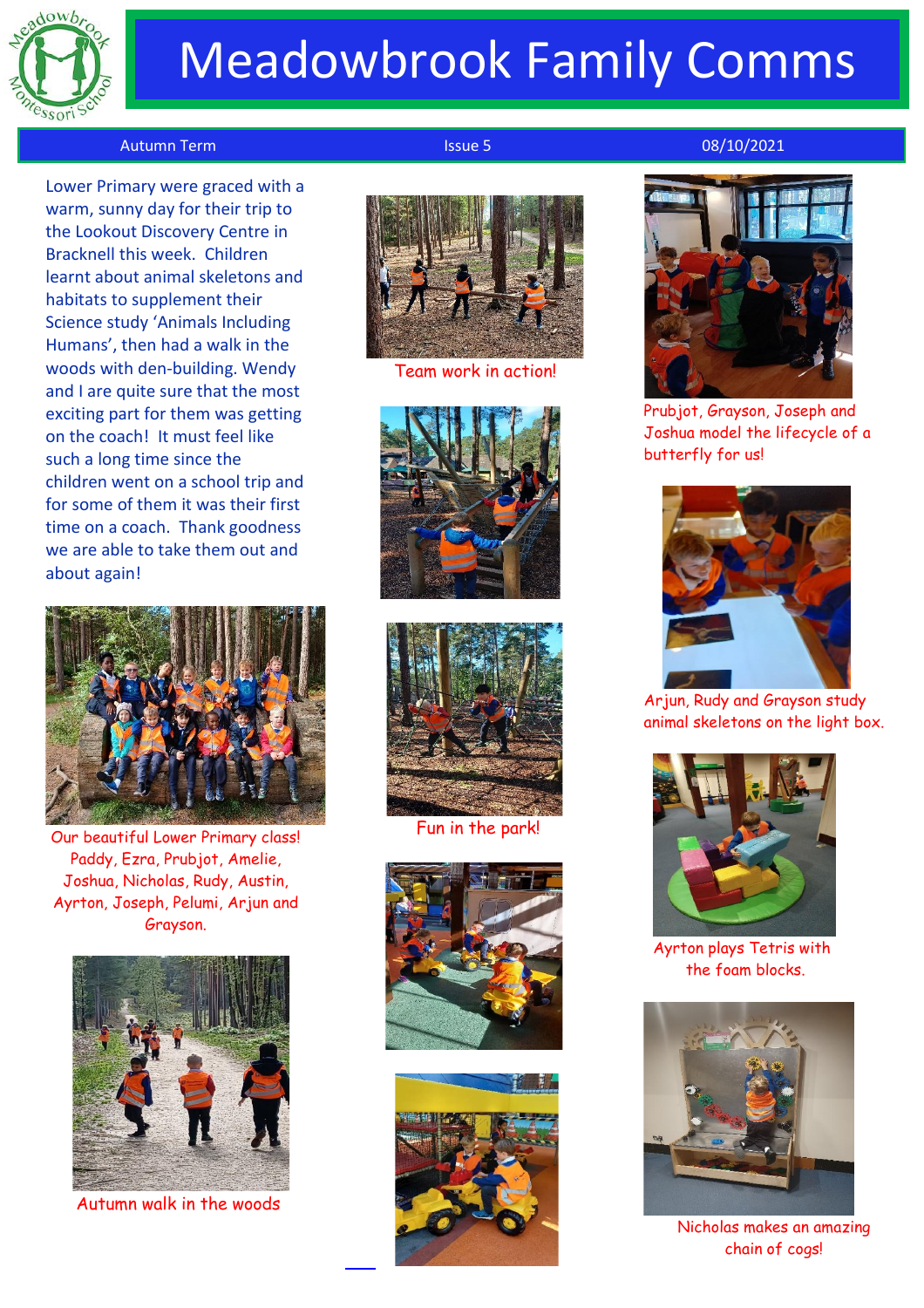# Meadowbrook Family Comms

Autumn Term | Issue 5 | 08/10/2021

Lower Primary were graced with a warm, sunny day for their trip to the Lookout Discovery Centre in Bracknell this week. Children learnt about animal skeletons and habitats to supplement their Science study 'Animals Including Humans', then had a walk in the woods with den-building. Wendy and I are quite sure that the most exciting part for them was getting on the coach! It must feel like such a long time since the children went on a school trip and for some of them it was their first time on a coach. Thank goodness we are able to take them out and about again!

Our beautiful Lower Primary class! Paddy, Ezra, Prubjot, Amelie, Joshua, Nicholas, Rudy, Austin, Ayrton, Joseph, Pelumi, Arjun and Grayson.

Autumn walk in the woods

Team work in action!

Fun in the park!

Prubjot, Grayson, Joseph and Joshua model the lifecycle of a butterfly for us!

Arjun, Rudy and Grayson study animal skeletons on the light box.

Ayrton plays Tetris with the foam blocks.

Nicholas makes an amazing chain of cogs!